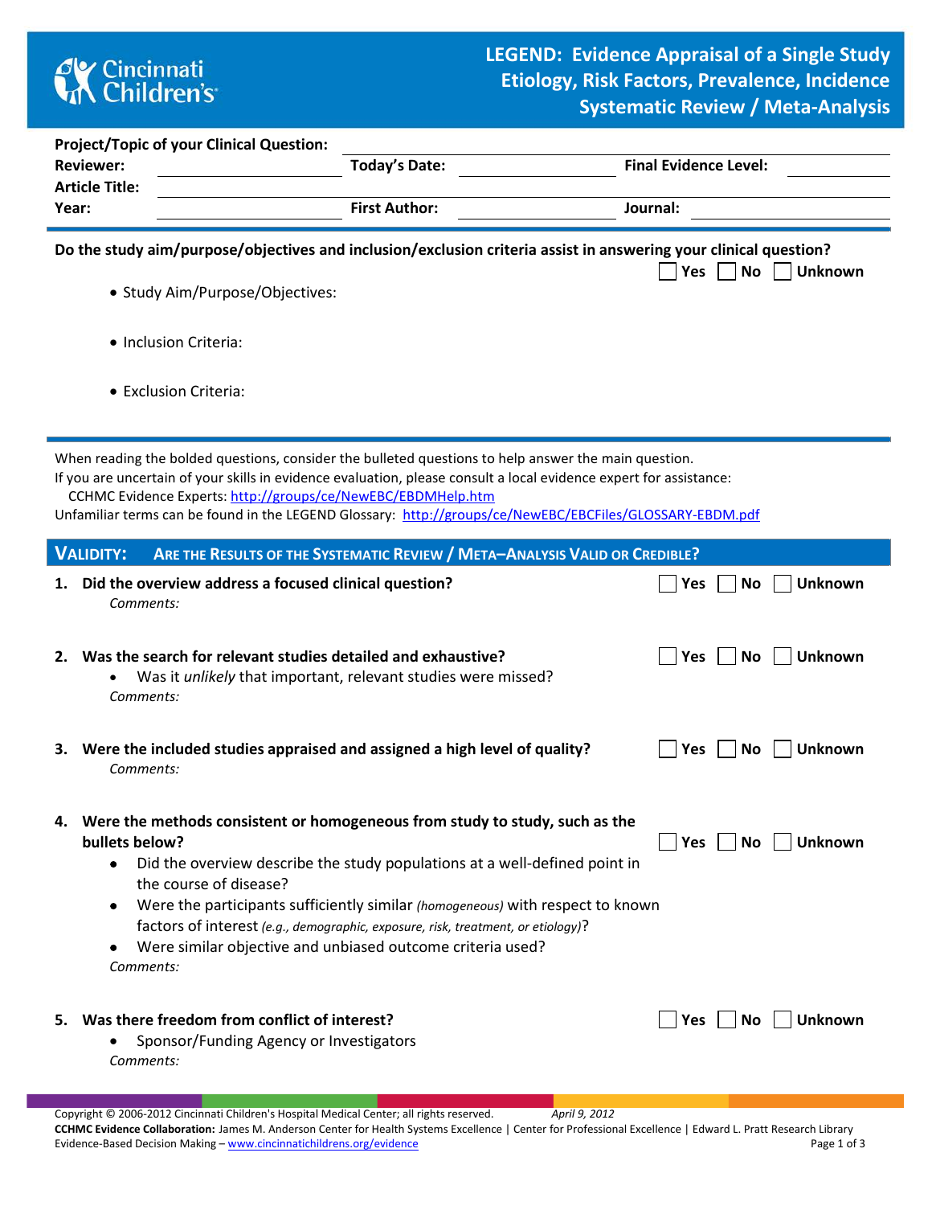# LEGEND: Evidence Appraisal of a Single Study
## Etiology, Risk Factors, Prevalence, Incidence
## Systematic Review / Meta-Analysis

Cincinnati Children's

**Project/Topic of your Clinical Question:** ______

**Reviewer:** ______ **Today's Date:** ______ **Final Evidence Level:** ______

**Article Title:** ______

**Year:** ______ **First Author:** ______ **Journal:** ______

---

**Do the study aim/purpose/objectives and inclusion/exclusion criteria assist in answering your clinical question?** ☐ Yes ☐ No ☐ Unknown

- Study Aim/Purpose/Objectives:
- Inclusion Criteria:
- Exclusion Criteria:

---

When reading the bolded questions, consider the bulleted questions to help answer the main question.
If you are uncertain of your skills in evidence evaluation, please consult a local evidence expert for assistance:
CCHMC Evidence Experts: http://groups/ce/NewEBC/EBDMHelp.htm
Unfamiliar terms can be found in the LEGEND Glossary: http://groups/ce/NewEBC/EBCFiles/GLOSSARY-EBDM.pdf

## VALIDITY: ARE THE RESULTS OF THE SYSTEMATIC REVIEW / META–ANALYSIS VALID OR CREDIBLE?

1. **Did the overview address a focused clinical question?** ☐ Yes ☐ No ☐ Unknown
   *Comments:*

2. **Was the search for relevant studies detailed and exhaustive?** ☐ Yes ☐ No ☐ Unknown
   - Was it *unlikely* that important, relevant studies were missed?

   *Comments:*

3. **Were the included studies appraised and assigned a high level of quality?** ☐ Yes ☐ No ☐ Unknown
   *Comments:*

4. **Were the methods consistent or homogeneous from study to study, such as the bullets below?** ☐ Yes ☐ No ☐ Unknown
   - Did the overview describe the study populations at a well-defined point in the course of disease?
   - Were the participants sufficiently similar *(homogeneous)* with respect to known factors of interest *(e.g., demographic, exposure, risk, treatment, or etiology)*?
   - Were similar objective and unbiased outcome criteria used?

   *Comments:*

5. **Was there freedom from conflict of interest?** ☐ Yes ☐ No ☐ Unknown
   - Sponsor/Funding Agency or Investigators

   *Comments:*

Copyright © 2006-2012 Cincinnati Children's Hospital Medical Center; all rights reserved. *April 9, 2012*
**CCHMC Evidence Collaboration:** James M. Anderson Center for Health Systems Excellence | Center for Professional Excellence | Edward L. Pratt Research Library
Evidence-Based Decision Making – www.cincinnatichildrens.org/evidence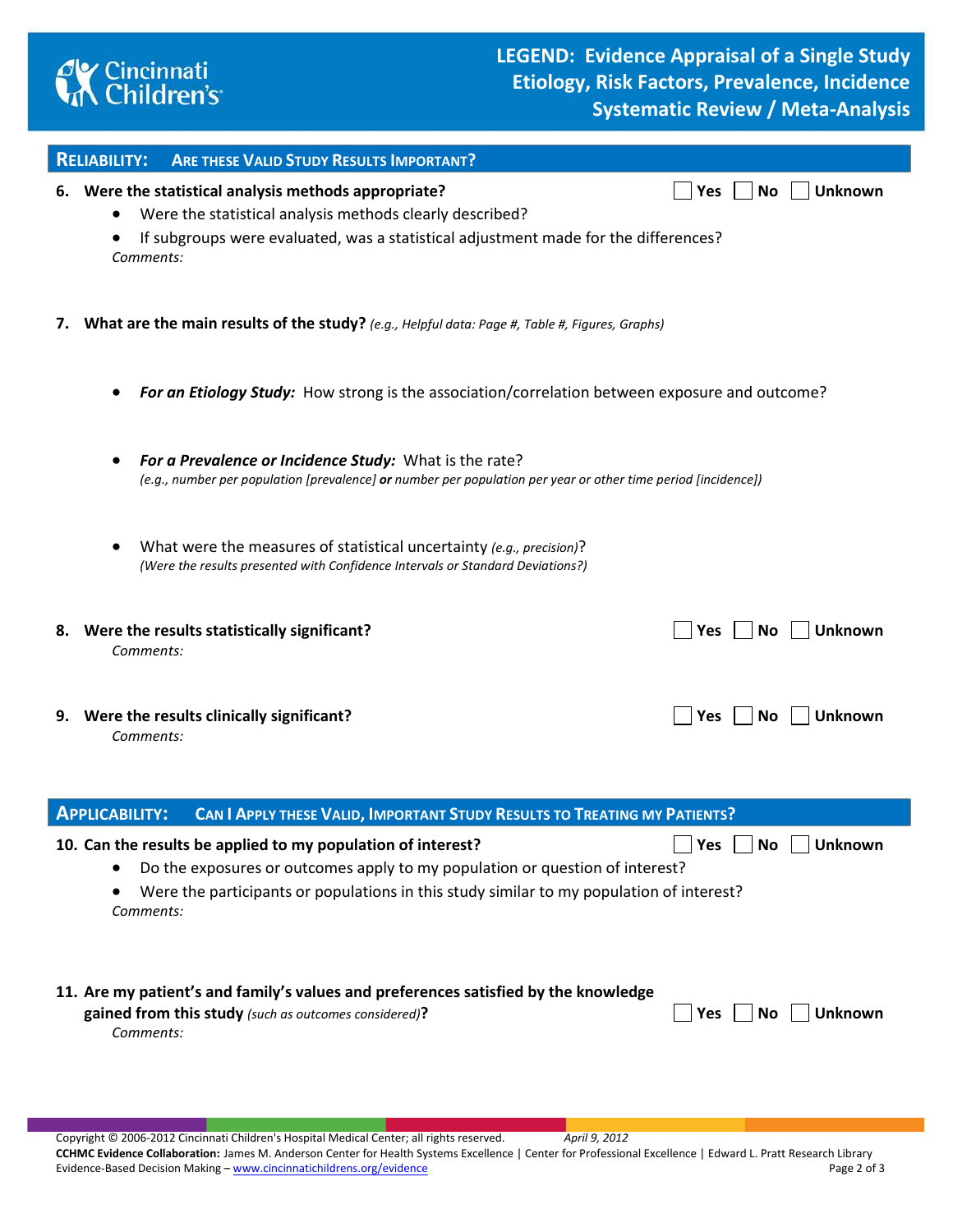# LEGEND: Evidence Appraisal of a Single Study
## Etiology, Risk Factors, Prevalence, Incidence
## Systematic Review / Meta-Analysis

## RELIABILITY: ARE THESE VALID STUDY RESULTS IMPORTANT?

**6. Were the statistical analysis methods appropriate?** ☐ Yes ☐ No ☐ Unknown

- Were the statistical analysis methods clearly described?
- If subgroups were evaluated, was a statistical adjustment made for the differences?

*Comments:*

**7. What are the main results of the study?** *(e.g., Helpful data: Page #, Table #, Figures, Graphs)*

- ***For an Etiology Study:*** How strong is the association/correlation between exposure and outcome?
- ***For a Prevalence or Incidence Study:*** What is the rate?
  *(e.g., number per population [prevalence]* ***or*** *number per population per year or other time period [incidence])*
- What were the measures of statistical uncertainty *(e.g., precision)*?
  *(Were the results presented with Confidence Intervals or Standard Deviations?)*

**8. Were the results statistically significant?** ☐ Yes ☐ No ☐ Unknown

*Comments:*

**9. Were the results clinically significant?** ☐ Yes ☐ No ☐ Unknown

*Comments:*

## APPLICABILITY: CAN I APPLY THESE VALID, IMPORTANT STUDY RESULTS TO TREATING MY PATIENTS?

**10. Can the results be applied to my population of interest?** ☐ Yes ☐ No ☐ Unknown

- Do the exposures or outcomes apply to my population or question of interest?
- Were the participants or populations in this study similar to my population of interest?

*Comments:*

**11. Are my patient's and family's values and preferences satisfied by the knowledge gained from this study** *(such as outcomes considered)***?** ☐ Yes ☐ No ☐ Unknown

*Comments:*

Copyright © 2006-2012 Cincinnati Children's Hospital Medical Center; all rights reserved. *April 9, 2012*
**CCHMC Evidence Collaboration:** James M. Anderson Center for Health Systems Excellence | Center for Professional Excellence | Edward L. Pratt Research Library
Evidence-Based Decision Making – www.cincinnatichildrens.org/evidence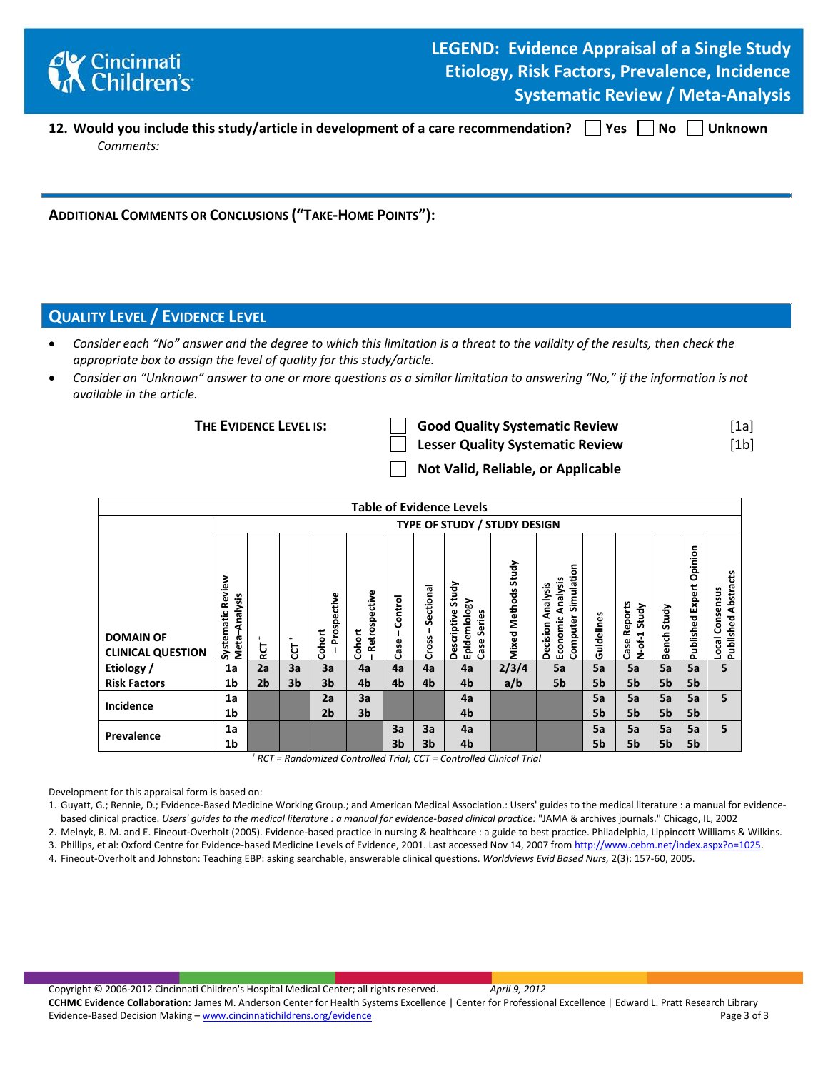# LEGEND: Evidence Appraisal of a Single Study
## Etiology, Risk Factors, Prevalence, Incidence
## Systematic Review / Meta-Analysis

**12. Would you include this study/article in development of a care recommendation?** ☐ Yes ☐ No ☐ Unknown

*Comments:*

**ADDITIONAL COMMENTS OR CONCLUSIONS ("TAKE-HOME POINTS"):**

## QUALITY LEVEL / EVIDENCE LEVEL

- *Consider each "No" answer and the degree to which this limitation is a threat to the validity of the results, then check the appropriate box to assign the level of quality for this study/article.*
- *Consider an "Unknown" answer to one or more questions as a similar limitation to answering "No," if the information is not available in the article.*

**THE EVIDENCE LEVEL IS:**

☐ **Good Quality Systematic Review** [1a]
☐ **Lesser Quality Systematic Review** [1b]
☐ **Not Valid, Reliable, or Applicable**

**Table of Evidence Levels**

| DOMAIN OF CLINICAL QUESTION | TYPE OF STUDY / STUDY DESIGN | | | | | | | | | | | | | | | |
|---|---|---|---|---|---|---|---|---|---|---|---|---|---|---|---|---|
| | Systematic Review Meta-Analysis | RCT + | CCT + | Cohort – Prospective | Cohort – Retrospective | Case – Control | Cross – Sectional | Descriptive Study Epidemiology Case Series | Mixed Methods Study | Decision Analysis Economic Analysis Computer Simulation | Guidelines | Case Reports N-of-1 Study | Bench Study | Published Expert Opinion | Local Consensus Published Abstracts |
| Etiology / Risk Factors | 1a 1b | 2a 2b | 3a 3b | 3a 3b | 4a 4b | 4a 4b | 4a 4b | 4a 4b | 2/3/4 a/b | 5a 5b | 5a 5b | 5a 5b | 5a 5b | 5a 5b | 5 |
| Incidence | 1a 1b | | | 2a 2b | 3a 3b | | | 4a 4b | | | 5a 5b | 5a 5b | 5a 5b | 5a 5b | 5 |
| Prevalence | 1a 1b | | | | | 3a 3b | 3a 3b | 4a 4b | | | 5a 5b | 5a 5b | 5a 5b | 5a 5b | 5 |

*+ RCT = Randomized Controlled Trial; CCT = Controlled Clinical Trial*

Development for this appraisal form is based on:

1. Guyatt, G.; Rennie, D.; Evidence-Based Medicine Working Group.; and American Medical Association.: Users' guides to the medical literature : a manual for evidence-based clinical practice. *Users' guides to the medical literature : a manual for evidence-based clinical practice:* "JAMA & archives journals." Chicago, IL, 2002
2. Melnyk, B. M. and E. Fineout-Overholt (2005). Evidence-based practice in nursing & healthcare : a guide to best practice. Philadelphia, Lippincott Williams & Wilkins.
3. Phillips, et al: Oxford Centre for Evidence-based Medicine Levels of Evidence, 2001. Last accessed Nov 14, 2007 from http://www.cebm.net/index.aspx?o=1025.
4. Fineout-Overholt and Johnston: Teaching EBP: asking searchable, answerable clinical questions. *Worldviews Evid Based Nurs,* 2(3): 157-60, 2005.

Copyright © 2006-2012 Cincinnati Children's Hospital Medical Center; all rights reserved. *April 9, 2012*
**CCHMC Evidence Collaboration:** James M. Anderson Center for Health Systems Excellence | Center for Professional Excellence | Edward L. Pratt Research Library
Evidence-Based Decision Making – www.cincinnatichildrens.org/evidence